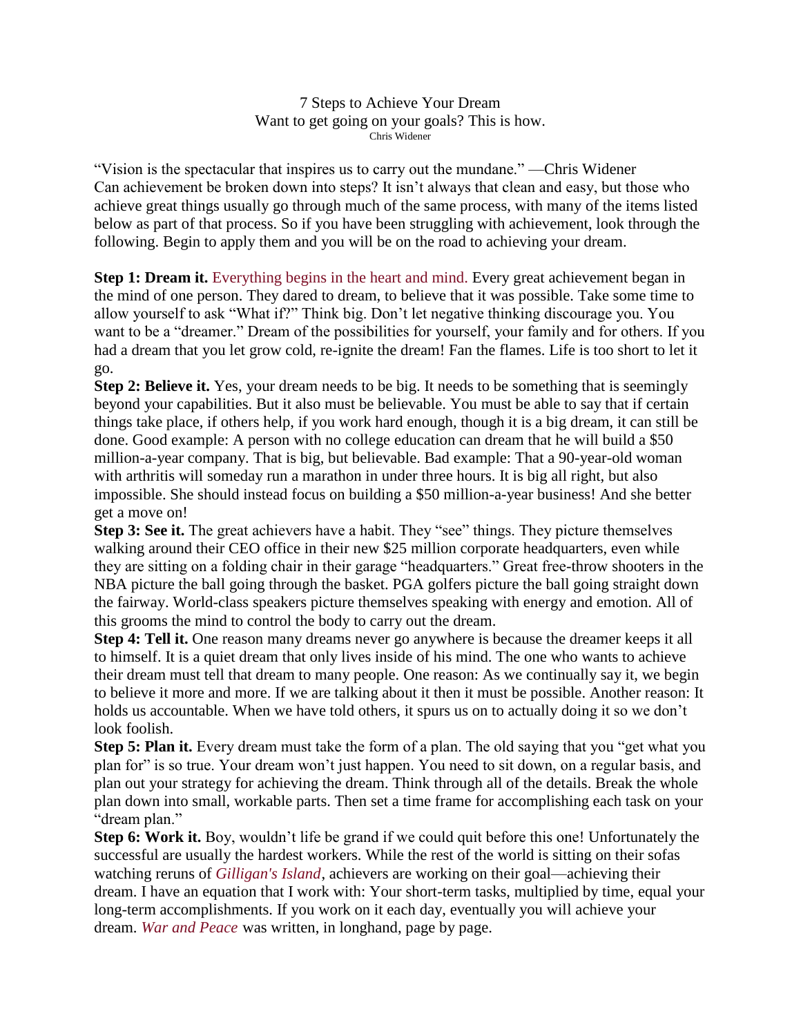# 7 Steps to Achieve Your Dream

Want to get going on your goals? This is how.

Chris Widener

"Vision is the spectacular that inspires us to carry out the mundane." —Chris Widener

Can achievement be broken down into steps? It isn't always that clean and easy, but those who achieve great things usually go through much of the same process, with many of the items listed below as part of that process. So if you have been struggling with achievement, look through the following. Begin to apply them and you will be on the road to achieving your dream.

**Step 1: Dream it.** Everything begins in the heart and mind. Every great achievement began in the mind of one person. They dared to dream, to believe that it was possible. Take some time to allow yourself to ask "What if?" Think big. Don't let negative thinking discourage you. You want to be a "dreamer." Dream of the possibilities for yourself, your family and for others. If you had a dream that you let grow cold, re-ignite the dream! Fan the flames. Life is too short to let it go.

**Step 2: Believe it.** Yes, your dream needs to be big. It needs to be something that is seemingly beyond your capabilities. But it also must be believable. You must be able to say that if certain things take place, if others help, if you work hard enough, though it is a big dream, it can still be done. Good example: A person with no college education can dream that he will build a $50 million-a-year company. That is big, but believable. Bad example: That a 90-year-old woman with arthritis will someday run a marathon in under three hours. It is big all right, but also impossible. She should instead focus on building a $50 million-a-year business! And she better get a move on!

**Step 3: See it.** The great achievers have a habit. They "see" things. They picture themselves walking around their CEO office in their new $25 million corporate headquarters, even while they are sitting on a folding chair in their garage "headquarters." Great free-throw shooters in the NBA picture the ball going through the basket. PGA golfers picture the ball going straight down the fairway. World-class speakers picture themselves speaking with energy and emotion. All of this grooms the mind to control the body to carry out the dream.

**Step 4: Tell it.** One reason many dreams never go anywhere is because the dreamer keeps it all to himself. It is a quiet dream that only lives inside of his mind. The one who wants to achieve their dream must tell that dream to many people. One reason: As we continually say it, we begin to believe it more and more. If we are talking about it then it must be possible. Another reason: It holds us accountable. When we have told others, it spurs us on to actually doing it so we don't look foolish.

**Step 5: Plan it.** Every dream must take the form of a plan. The old saying that you "get what you plan for" is so true. Your dream won't just happen. You need to sit down, on a regular basis, and plan out your strategy for achieving the dream. Think through all of the details. Break the whole plan down into small, workable parts. Then set a time frame for accomplishing each task on your "dream plan."

**Step 6: Work it.** Boy, wouldn't life be grand if we could quit before this one! Unfortunately the successful are usually the hardest workers. While the rest of the world is sitting on their sofas watching reruns of *Gilligan's Island*, achievers are working on their goal—achieving their dream. I have an equation that I work with: Your short-term tasks, multiplied by time, equal your long-term accomplishments. If you work on it each day, eventually you will achieve your dream. *War and Peace* was written, in longhand, page by page.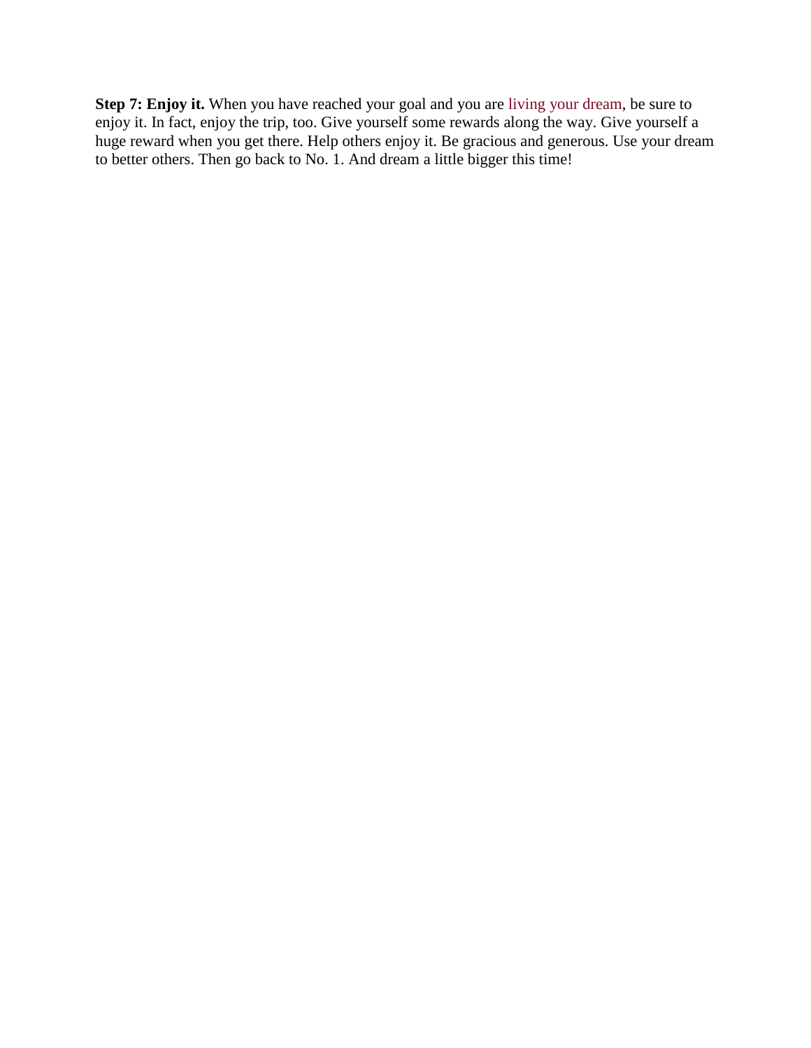**Step 7: Enjoy it.** When you have reached your goal and you are living your dream, be sure to enjoy it. In fact, enjoy the trip, too. Give yourself some rewards along the way. Give yourself a huge reward when you get there. Help others enjoy it. Be gracious and generous. Use your dream to better others. Then go back to No. 1. And dream a little bigger this time!